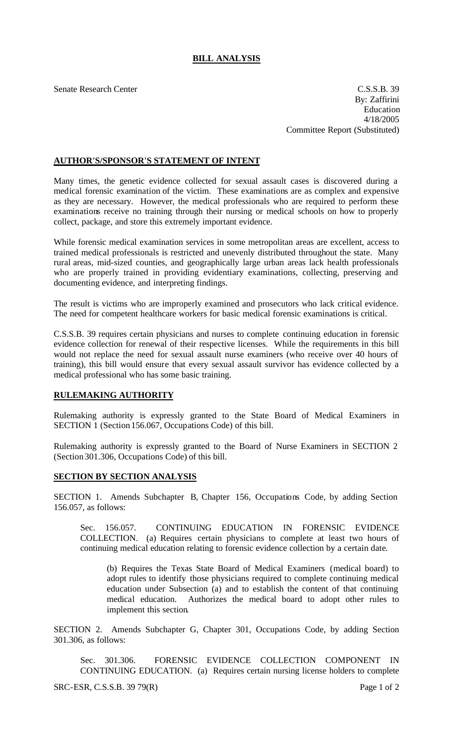# BILL ANALYSIS

Senate Research Center

C.S.S.B. 39
By: Zaffirini
Education
4/18/2005
Committee Report (Substituted)

## AUTHOR'S/SPONSOR'S STATEMENT OF INTENT

Many times, the genetic evidence collected for sexual assault cases is discovered during a medical forensic examination of the victim. These examinations are as complex and expensive as they are necessary. However, the medical professionals who are required to perform these examinations receive no training through their nursing or medical schools on how to properly collect, package, and store this extremely important evidence.

While forensic medical examination services in some metropolitan areas are excellent, access to trained medical professionals is restricted and unevenly distributed throughout the state. Many rural areas, mid-sized counties, and geographically large urban areas lack health professionals who are properly trained in providing evidentiary examinations, collecting, preserving and documenting evidence, and interpreting findings.

The result is victims who are improperly examined and prosecutors who lack critical evidence. The need for competent healthcare workers for basic medical forensic examinations is critical.

C.S.S.B. 39 requires certain physicians and nurses to complete continuing education in forensic evidence collection for renewal of their respective licenses. While the requirements in this bill would not replace the need for sexual assault nurse examiners (who receive over 40 hours of training), this bill would ensure that every sexual assault survivor has evidence collected by a medical professional who has some basic training.

## RULEMAKING AUTHORITY

Rulemaking authority is expressly granted to the State Board of Medical Examiners in SECTION 1 (Section 156.067, Occupations Code) of this bill.

Rulemaking authority is expressly granted to the Board of Nurse Examiners in SECTION 2 (Section 301.306, Occupations Code) of this bill.

## SECTION BY SECTION ANALYSIS

SECTION 1. Amends Subchapter B, Chapter 156, Occupations Code, by adding Section 156.057, as follows:

Sec. 156.057. CONTINUING EDUCATION IN FORENSIC EVIDENCE COLLECTION. (a) Requires certain physicians to complete at least two hours of continuing medical education relating to forensic evidence collection by a certain date.

(b) Requires the Texas State Board of Medical Examiners (medical board) to adopt rules to identify those physicians required to complete continuing medical education under Subsection (a) and to establish the content of that continuing medical education. Authorizes the medical board to adopt other rules to implement this section.

SECTION 2. Amends Subchapter G, Chapter 301, Occupations Code, by adding Section 301.306, as follows:

Sec. 301.306. FORENSIC EVIDENCE COLLECTION COMPONENT IN CONTINUING EDUCATION. (a) Requires certain nursing license holders to complete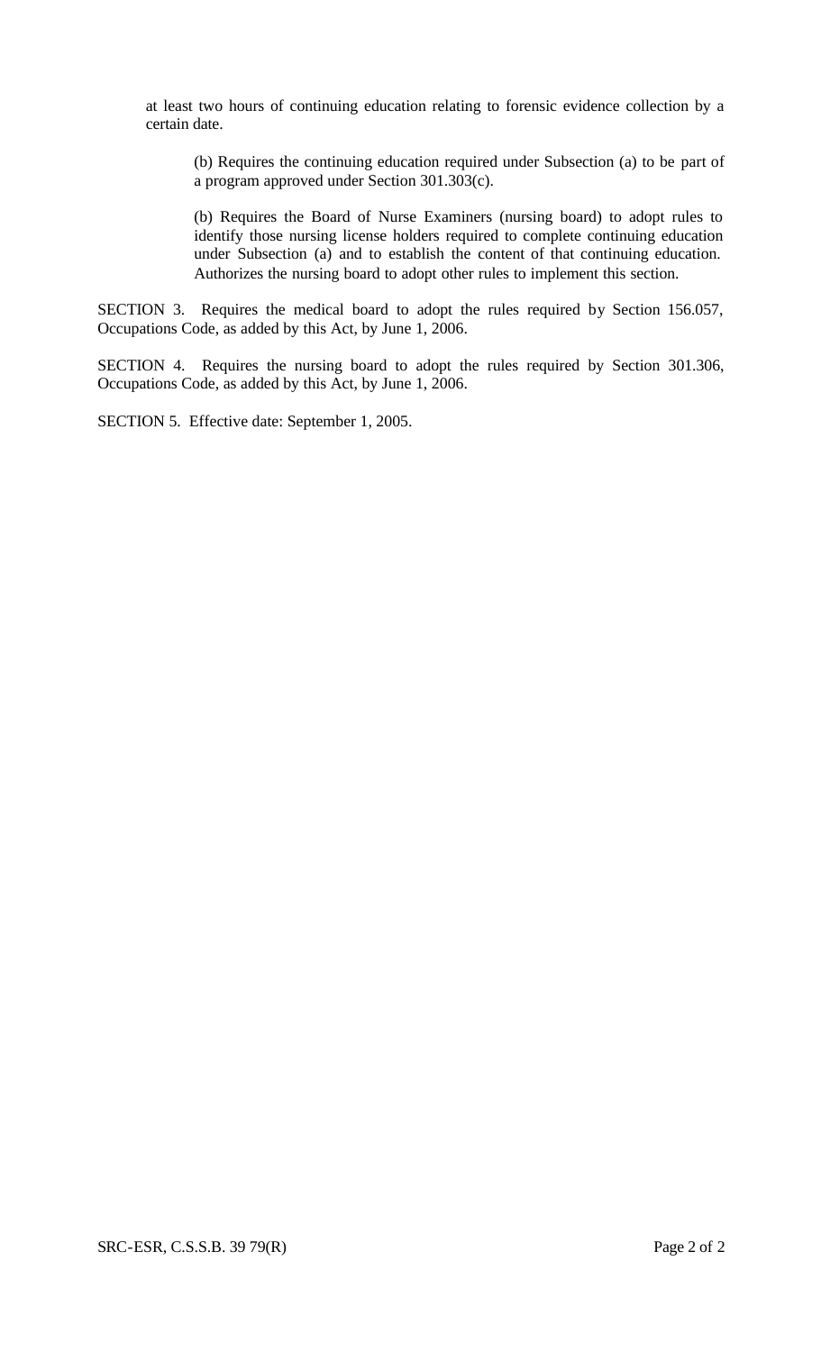at least two hours of continuing education relating to forensic evidence collection by a certain date.

(b) Requires the continuing education required under Subsection (a) to be part of a program approved under Section 301.303(c).

(b) Requires the Board of Nurse Examiners (nursing board) to adopt rules to identify those nursing license holders required to complete continuing education under Subsection (a) and to establish the content of that continuing education. Authorizes the nursing board to adopt other rules to implement this section.

SECTION 3. Requires the medical board to adopt the rules required by Section 156.057, Occupations Code, as added by this Act, by June 1, 2006.

SECTION 4. Requires the nursing board to adopt the rules required by Section 301.306, Occupations Code, as added by this Act, by June 1, 2006.

SECTION 5. Effective date: September 1, 2005.